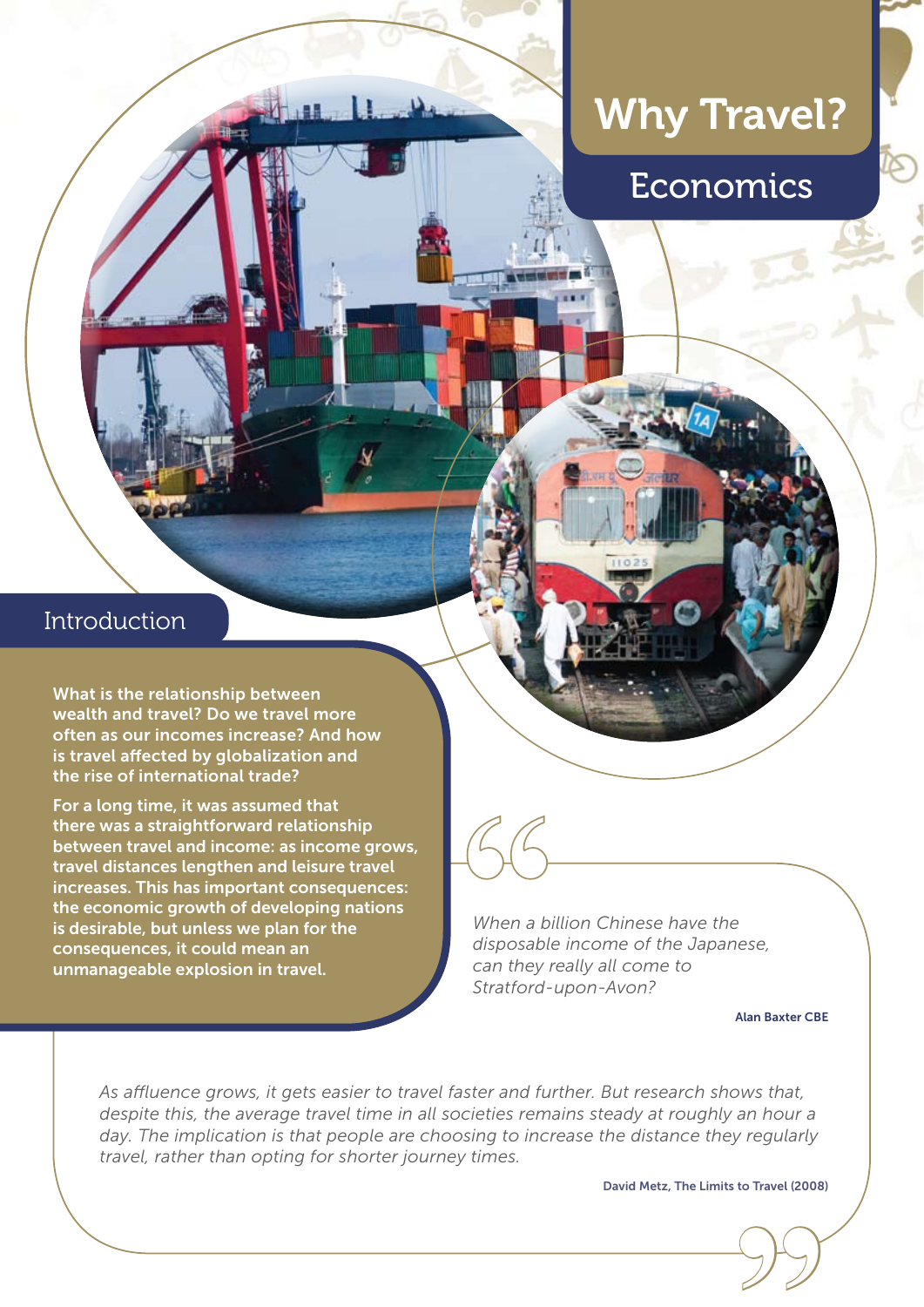# Why Travel?

## Economics

### Introduction

**What is the relationship between wealth and travel? Do we travel more often as our incomes increase? And how is travel affected by globalization and the rise of international trade?**

**For a long time, it was assumed that there was a straightforward relationship between travel and income: as income grows, travel distances lengthen and leisure travel increases. This has important consequences: the economic growth of developing nations is desirable, but unless we plan for the consequences, it could mean an unmanageable explosion in travel.**

> *When a billion Chinese have the disposable income of the Japanese, can they really all come to Stratford-upon-Avon?*
>
> **Alan Baxter CBE**

> *As affluence grows, it gets easier to travel faster and further. But research shows that, despite this, the average travel time in all societies remains steady at roughly an hour a day. The implication is that people are choosing to increase the distance they regularly travel, rather than opting for shorter journey times.*
>
> **David Metz, The Limits to Travel (2008)**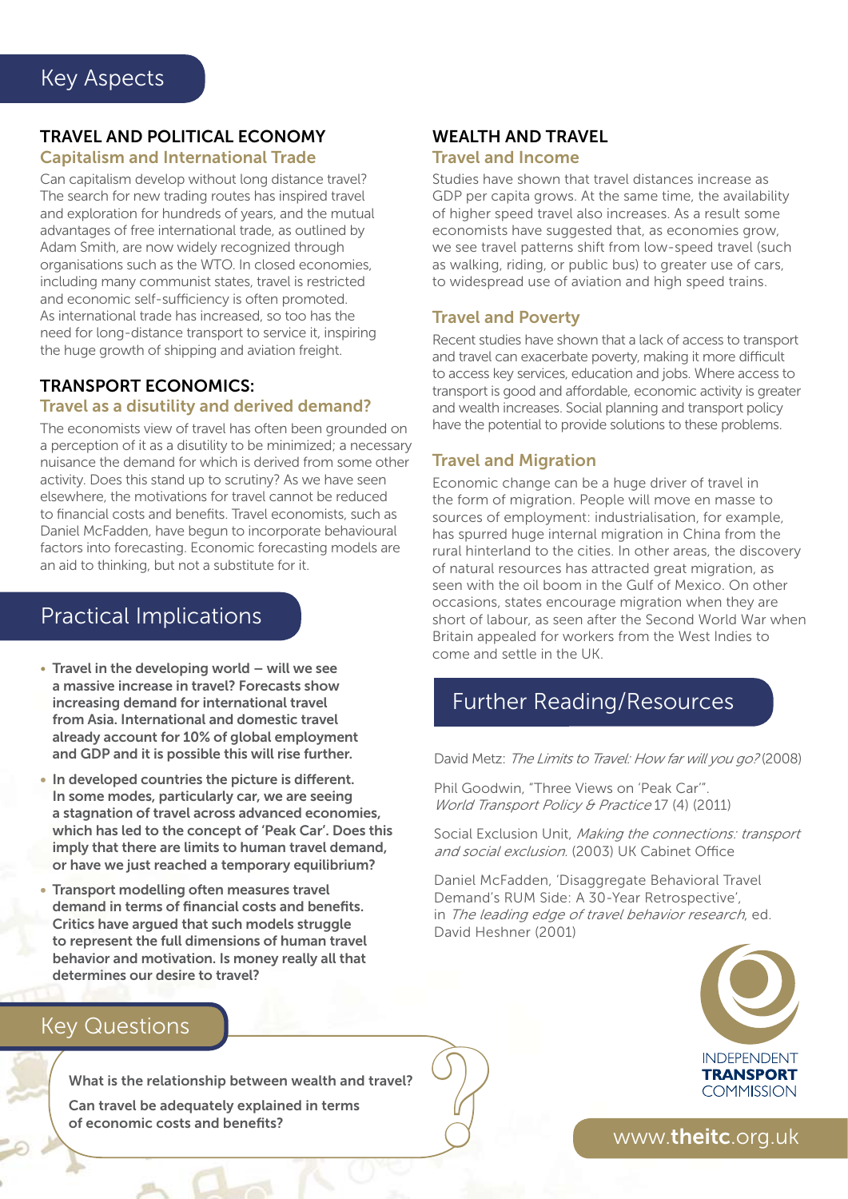# Key Aspects

## TRAVEL AND POLITICAL ECONOMY

### Capitalism and International Trade

Can capitalism develop without long distance travel? The search for new trading routes has inspired travel and exploration for hundreds of years, and the mutual advantages of free international trade, as outlined by Adam Smith, are now widely recognized through organisations such as the WTO. In closed economies, including many communist states, travel is restricted and economic self-sufficiency is often promoted. As international trade has increased, so too has the need for long-distance transport to service it, inspiring the huge growth of shipping and aviation freight.

## TRANSPORT ECONOMICS:

### Travel as a disutility and derived demand?

The economists view of travel has often been grounded on a perception of it as a disutility to be minimized; a necessary nuisance the demand for which is derived from some other activity. Does this stand up to scrutiny? As we have seen elsewhere, the motivations for travel cannot be reduced to financial costs and benefits. Travel economists, such as Daniel McFadden, have begun to incorporate behavioural factors into forecasting. Economic forecasting models are an aid to thinking, but not a substitute for it.

## WEALTH AND TRAVEL

### Travel and Income

Studies have shown that travel distances increase as GDP per capita grows. At the same time, the availability of higher speed travel also increases. As a result some economists have suggested that, as economies grow, we see travel patterns shift from low-speed travel (such as walking, riding, or public bus) to greater use of cars, to widespread use of aviation and high speed trains.

### Travel and Poverty

Recent studies have shown that a lack of access to transport and travel can exacerbate poverty, making it more difficult to access key services, education and jobs. Where access to transport is good and affordable, economic activity is greater and wealth increases. Social planning and transport policy have the potential to provide solutions to these problems.

### Travel and Migration

Economic change can be a huge driver of travel in the form of migration. People will move en masse to sources of employment: industrialisation, for example, has spurred huge internal migration in China from the rural hinterland to the cities. In other areas, the discovery of natural resources has attracted great migration, as seen with the oil boom in the Gulf of Mexico. On other occasions, states encourage migration when they are short of labour, as seen after the Second World War when Britain appealed for workers from the West Indies to come and settle in the UK.

# Practical Implications

- **Travel in the developing world – will we see a massive increase in travel? Forecasts show increasing demand for international travel from Asia. International and domestic travel already account for 10% of global employment and GDP and it is possible this will rise further.**
- **In developed countries the picture is different. In some modes, particularly car, we are seeing a stagnation of travel across advanced economies, which has led to the concept of 'Peak Car'. Does this imply that there are limits to human travel demand, or have we just reached a temporary equilibrium?**
- **Transport modelling often measures travel demand in terms of financial costs and benefits. Critics have argued that such models struggle to represent the full dimensions of human travel behavior and motivation. Is money really all that determines our desire to travel?**

# Key Questions

**What is the relationship between wealth and travel?**

**Can travel be adequately explained in terms of economic costs and benefits?**

# Further Reading/Resources

David Metz: *The Limits to Travel: How far will you go?* (2008)

Phil Goodwin, "Three Views on 'Peak Car'". *World Transport Policy & Practice* 17 (4) (2011)

Social Exclusion Unit, *Making the connections: transport and social exclusion.* (2003) UK Cabinet Office

Daniel McFadden, 'Disaggregate Behavioral Travel Demand's RUM Side: A 30-Year Retrospective', in *The leading edge of travel behavior research*, ed. David Heshner (2001)

INDEPENDENT **TRANSPORT** COMMISSION

www.**theitc**.org.uk